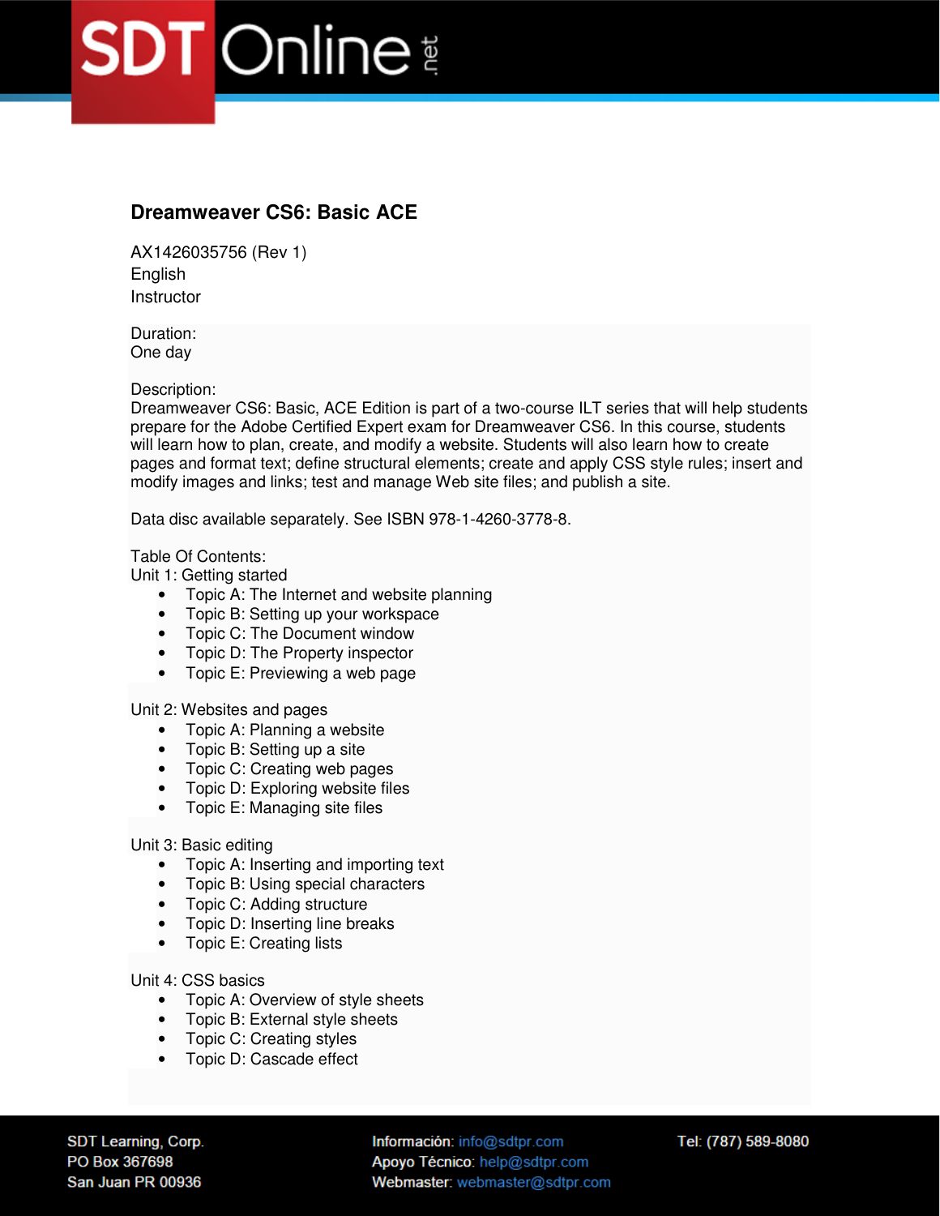# Dreamweaver CS6: Basic ACE

AX1426035756 (Rev 1)
English
Instructor

Duration:
One day

Description:
Dreamweaver CS6: Basic, ACE Edition is part of a two-course ILT series that will help students prepare for the Adobe Certified Expert exam for Dreamweaver CS6. In this course, students will learn how to plan, create, and modify a website. Students will also learn how to create pages and format text; define structural elements; create and apply CSS style rules; insert and modify images and links; test and manage Web site files; and publish a site.

Data disc available separately. See ISBN 978-1-4260-3778-8.

Table Of Contents:

Unit 1: Getting started

- Topic A: The Internet and website planning
- Topic B: Setting up your workspace
- Topic C: The Document window
- Topic D: The Property inspector
- Topic E: Previewing a web page

Unit 2: Websites and pages

- Topic A: Planning a website
- Topic B: Setting up a site
- Topic C: Creating web pages
- Topic D: Exploring website files
- Topic E: Managing site files

Unit 3: Basic editing

- Topic A: Inserting and importing text
- Topic B: Using special characters
- Topic C: Adding structure
- Topic D: Inserting line breaks
- Topic E: Creating lists

Unit 4: CSS basics

- Topic A: Overview of style sheets
- Topic B: External style sheets
- Topic C: Creating styles
- Topic D: Cascade effect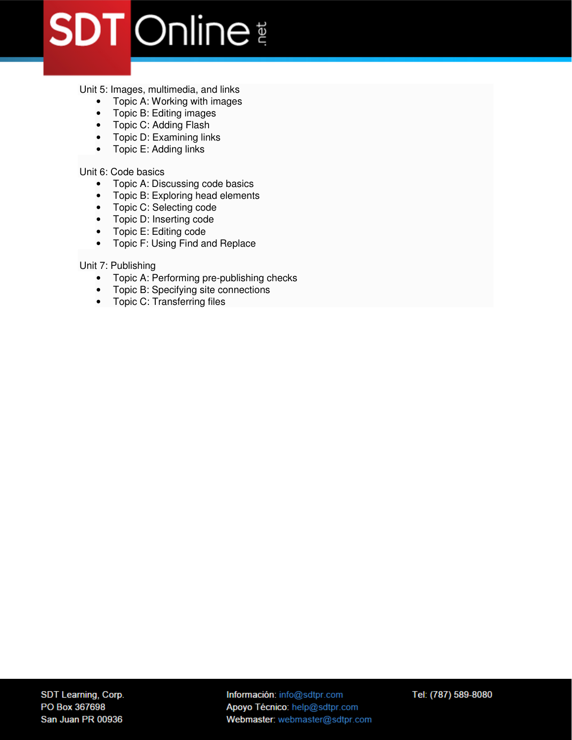Unit 5: Images, multimedia, and links

- Topic A: Working with images
- Topic B: Editing images
- Topic C: Adding Flash
- Topic D: Examining links
- Topic E: Adding links

Unit 6: Code basics

- Topic A: Discussing code basics
- Topic B: Exploring head elements
- Topic C: Selecting code
- Topic D: Inserting code
- Topic E: Editing code
- Topic F: Using Find and Replace

Unit 7: Publishing

- Topic A: Performing pre-publishing checks
- Topic B: Specifying site connections
- Topic C: Transferring files